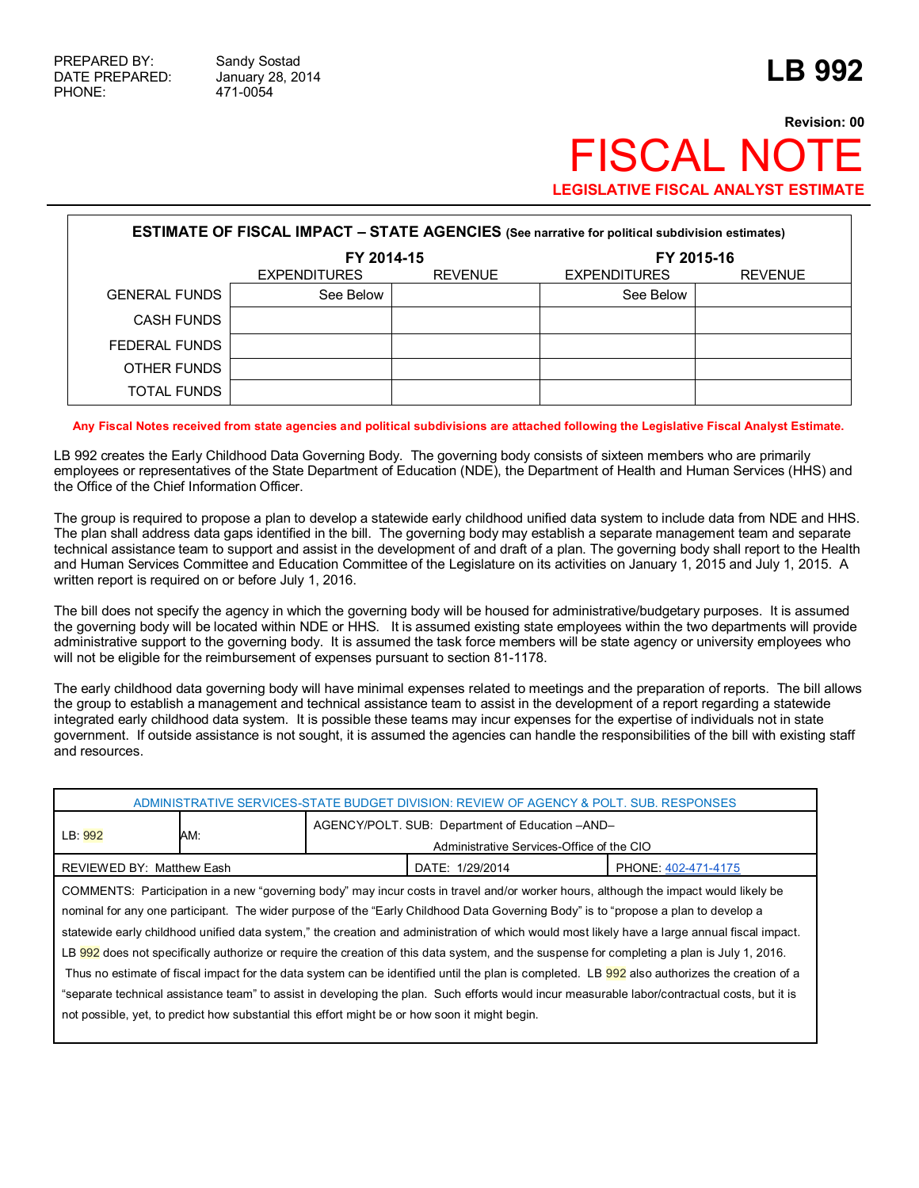| | |
|---|---|
| PREPARED BY: | Sandy Sostad |
| DATE PREPARED: | January 28, 2014 |
| PHONE: | 471-0054 |

# LB 992

**Revision: 00**

# FISCAL NOTE

**LEGISLATIVE FISCAL ANALYST ESTIMATE**

**ESTIMATE OF FISCAL IMPACT – STATE AGENCIES** (See narrative for political subdivision estimates)

| | FY 2014-15 | | FY 2015-16 | |
|---|---|---|---|---|
| | EXPENDITURES | REVENUE | EXPENDITURES | REVENUE |
| GENERAL FUNDS | See Below | | See Below | |
| CASH FUNDS | | | | |
| FEDERAL FUNDS | | | | |
| OTHER FUNDS | | | | |
| TOTAL FUNDS | | | | |

**Any Fiscal Notes received from state agencies and political subdivisions are attached following the Legislative Fiscal Analyst Estimate.**

LB 992 creates the Early Childhood Data Governing Body. The governing body consists of sixteen members who are primarily employees or representatives of the State Department of Education (NDE), the Department of Health and Human Services (HHS) and the Office of the Chief Information Officer.

The group is required to propose a plan to develop a statewide early childhood unified data system to include data from NDE and HHS. The plan shall address data gaps identified in the bill. The governing body may establish a separate management team and separate technical assistance team to support and assist in the development of and draft of a plan. The governing body shall report to the Health and Human Services Committee and Education Committee of the Legislature on its activities on January 1, 2015 and July 1, 2015. A written report is required on or before July 1, 2016.

The bill does not specify the agency in which the governing body will be housed for administrative/budgetary purposes. It is assumed the governing body will be located within NDE or HHS. It is assumed existing state employees within the two departments will provide administrative support to the governing body. It is assumed the task force members will be state agency or university employees who will not be eligible for the reimbursement of expenses pursuant to section 81-1178.

The early childhood data governing body will have minimal expenses related to meetings and the preparation of reports. The bill allows the group to establish a management and technical assistance team to assist in the development of a report regarding a statewide integrated early childhood data system. It is possible these teams may incur expenses for the expertise of individuals not in state government. If outside assistance is not sought, it is assumed the agencies can handle the responsibilities of the bill with existing staff and resources.

| ADMINISTRATIVE SERVICES-STATE BUDGET DIVISION: REVIEW OF AGENCY & POLT. SUB. RESPONSES | | | |
|---|---|---|---|
| LB: 992 | AM: | AGENCY/POLT. SUB: Department of Education –AND– Administrative Services-Office of the CIO | |
| REVIEWED BY: Matthew Eash | | DATE: 1/29/2014 | PHONE: 402-471-4175 |

COMMENTS: Participation in a new "governing body" may incur costs in travel and/or worker hours, although the impact would likely be nominal for any one participant. The wider purpose of the "Early Childhood Data Governing Body" is to "propose a plan to develop a statewide early childhood unified data system," the creation and administration of which would most likely have a large annual fiscal impact. LB 992 does not specifically authorize or require the creation of this data system, and the suspense for completing a plan is July 1, 2016. Thus no estimate of fiscal impact for the data system can be identified until the plan is completed. LB 992 also authorizes the creation of a "separate technical assistance team" to assist in developing the plan. Such efforts would incur measurable labor/contractual costs, but it is not possible, yet, to predict how substantial this effort might be or how soon it might begin.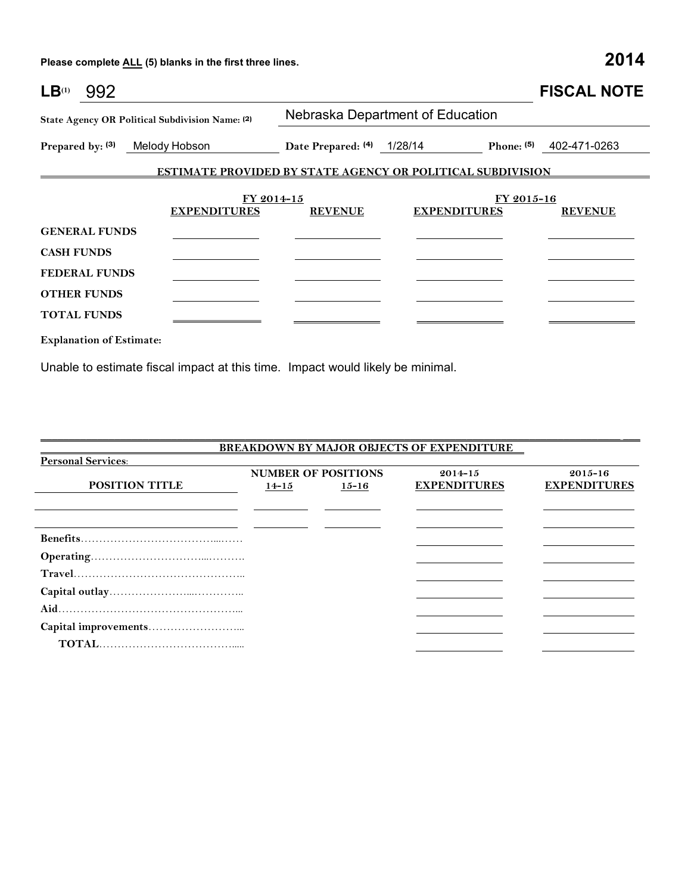Please complete ALL (5) blanks in the first three lines. **2014**

**LB**(1) 992 **FISCAL NOTE**

**State Agency OR Political Subdivision Name: (2)** Nebraska Department of Education

**Prepared by: (3)** Melody Hobson **Date Prepared: (4)** 1/28/14 **Phone: (5)** 402-471-0263

**ESTIMATE PROVIDED BY STATE AGENCY OR POLITICAL SUBDIVISION**

| | FY 2014-15 | | FY 2015-16 | |
|---|---|---|---|---|
| | **EXPENDITURES** | **REVENUE** | **EXPENDITURES** | **REVENUE** |
| **GENERAL FUNDS** | | | | |
| **CASH FUNDS** | | | | |
| **FEDERAL FUNDS** | | | | |
| **OTHER FUNDS** | | | | |
| **TOTAL FUNDS** | | | | |

**Explanation of Estimate:**

Unable to estimate fiscal impact at this time. Impact would likely be minimal.

**BREAKDOWN BY MAJOR OBJECTS OF EXPENDITURE**

**Personal Services:**

| **POSITION TITLE** | **NUMBER OF POSITIONS 14-15** | **NUMBER OF POSITIONS 15-16** | **2014-15 EXPENDITURES** | **2015-16 EXPENDITURES** |
|---|---|---|---|---|
| | | | | |
| | | | | |
| **Benefits** | | | | |
| **Operating** | | | | |
| **Travel** | | | | |
| **Capital outlay** | | | | |
| **Aid** | | | | |
| **Capital improvements** | | | | |
| **TOTAL** | | | | |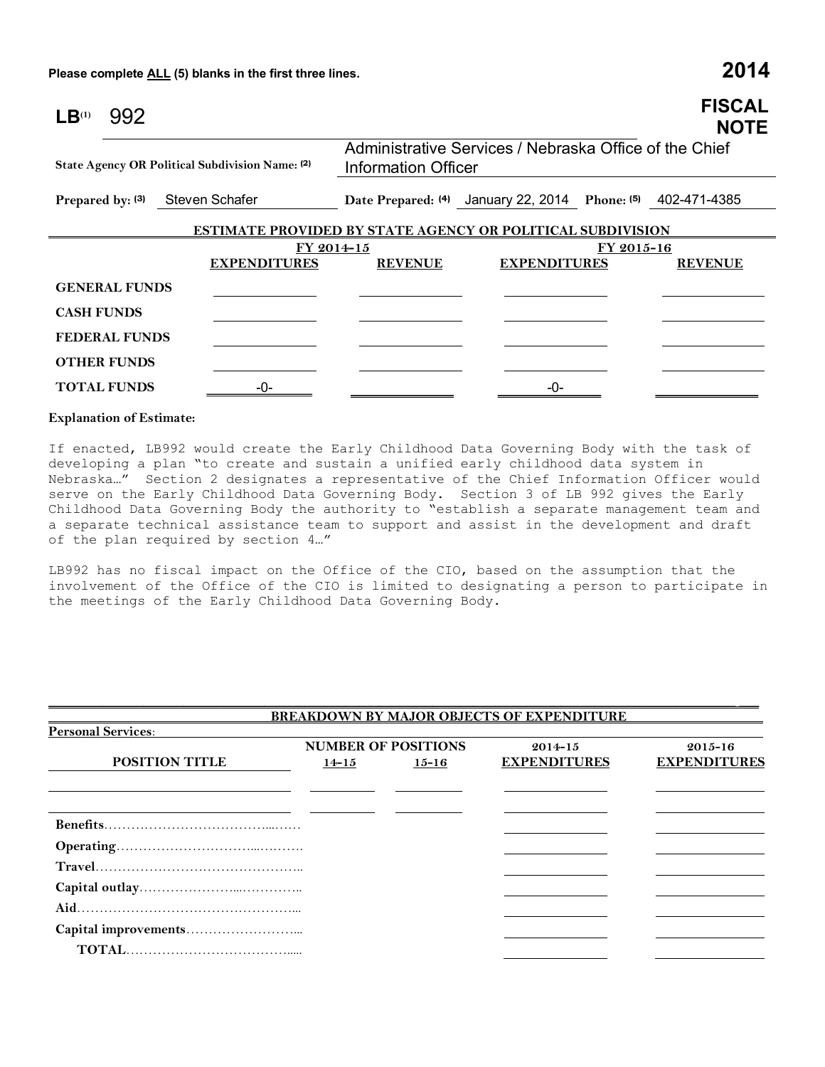Please complete ALL (5) blanks in the first three lines.

**2014**

# FISCAL NOTE

**LB[(1)]** 992

**State Agency OR Political Subdivision Name: (2)** Administrative Services / Nebraska Office of the Chief Information Officer

**Prepared by: (3)** Steven Schafer **Date Prepared: (4)** January 22, 2014 **Phone: (5)** 402-471-4385

## ESTIMATE PROVIDED BY STATE AGENCY OR POLITICAL SUBDIVISION

| | FY 2014-15 | | FY 2015-16 | |
|---|---|---|---|---|
| | **EXPENDITURES** | **REVENUE** | **EXPENDITURES** | **REVENUE** |
| **GENERAL FUNDS** | | | | |
| **CASH FUNDS** | | | | |
| **FEDERAL FUNDS** | | | | |
| **OTHER FUNDS** | | | | |
| **TOTAL FUNDS** | -0- | | -0- | |

**Explanation of Estimate:**

If enacted, LB992 would create the Early Childhood Data Governing Body with the task of developing a plan "to create and sustain a unified early childhood data system in Nebraska…" Section 2 designates a representative of the Chief Information Officer would serve on the Early Childhood Data Governing Body. Section 3 of LB 992 gives the Early Childhood Data Governing Body the authority to "establish a separate management team and a separate technical assistance team to support and assist in the development and draft of the plan required by section 4…"

LB992 has no fiscal impact on the Office of the CIO, based on the assumption that the involvement of the Office of the CIO is limited to designating a person to participate in the meetings of the Early Childhood Data Governing Body.

## BREAKDOWN BY MAJOR OBJECTS OF EXPENDITURE

**Personal Services:**

| POSITION TITLE | NUMBER OF POSITIONS 14-15 | NUMBER OF POSITIONS 15-16 | 2014-15 EXPENDITURES | 2015-16 EXPENDITURES |
|---|---|---|---|---|
| | | | | |
| | | | | |
| **Benefits** | | | | |
| **Operating** | | | | |
| **Travel** | | | | |
| **Capital outlay** | | | | |
| **Aid** | | | | |
| **Capital improvements** | | | | |
| **TOTAL** | | | | |